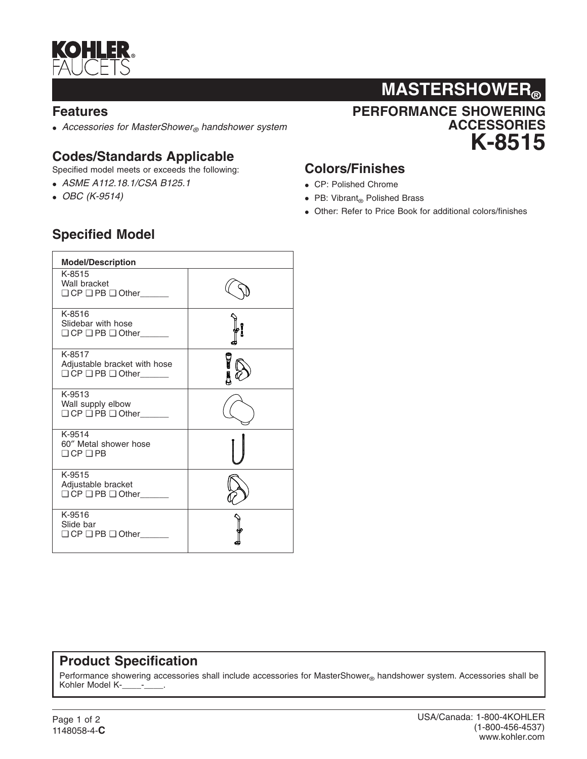KOHLER® FAUCETS

# MASTERSHOWER®

## PERFORMANCE SHOWERING ACCESSORIES

# K-8515

## Features

- *Accessories for MasterShower® handshower system*

## Codes/Standards Applicable

Specified model meets or exceeds the following:

- *ASME A112.18.1/CSA B125.1*
- *OBC (K-9514)*

## Colors/Finishes

- CP: Polished Chrome
- PB: Vibrant® Polished Brass
- Other: Refer to Price Book for additional colors/finishes

## Specified Model

| Model/Description | |
|---|---|
| K-8515<br>Wall bracket<br>❑ CP ❑ PB ❑ Other______ | |
| K-8516<br>Slidebar with hose<br>❑ CP ❑ PB ❑ Other______ | |
| K-8517<br>Adjustable bracket with hose<br>❑ CP ❑ PB ❑ Other______ | |
| K-9513<br>Wall supply elbow<br>❑ CP ❑ PB ❑ Other______ | |
| K-9514<br>60″ Metal shower hose<br>❑ CP ❑ PB | |
| K-9515<br>Adjustable bracket<br>❑ CP ❑ PB ❑ Other______ | |
| K-9516<br>Slide bar<br>❑ CP ❑ PB ❑ Other______ | |

## Product Specification

Performance showering accessories shall include accessories for MasterShower® handshower system. Accessories shall be Kohler Model K-____-____.

1148058-4-**C**

USA/Canada: 1-800-4KOHLER
(1-800-456-4537)
www.kohler.com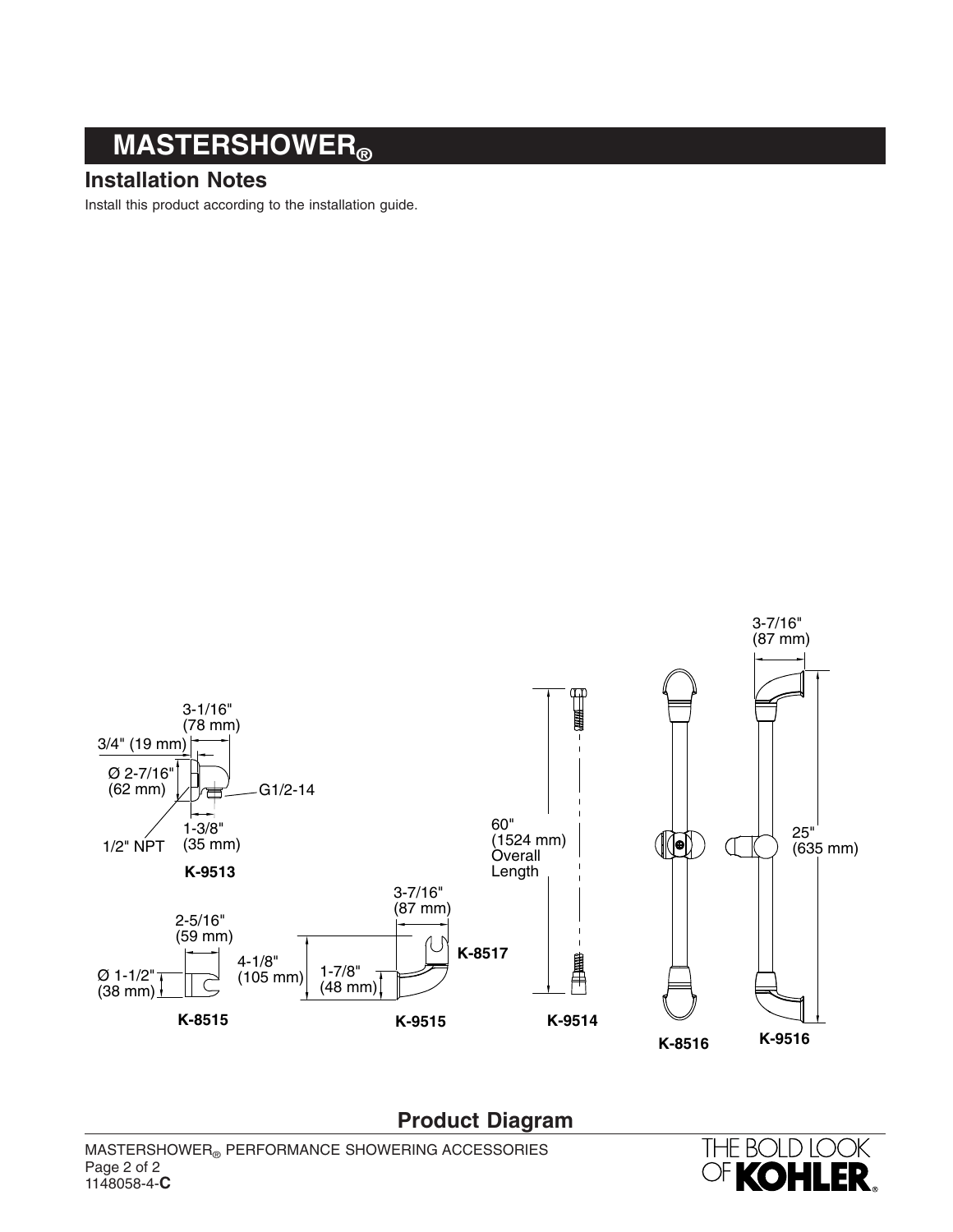# MASTERSHOWER®

## Installation Notes

Install this product according to the installation guide.

3-1/16"
(78 mm)
3/4" (19 mm)
Ø 2-7/16"
(62 mm)
G1/2-14
1-3/8"
(35 mm)
1/2" NPT
K-9513

2-5/16"
(59 mm)
Ø 1-1/2"
(38 mm)
K-8515

3-7/16"
(87 mm)
4-1/8"
(105 mm)
1-7/8"
(48 mm)
K-8517
K-9515

60"
(1524 mm)
Overall
Length
K-9514

K-8516

3-7/16"
(87 mm)
25"
(635 mm)
K-9516

**Product Diagram**